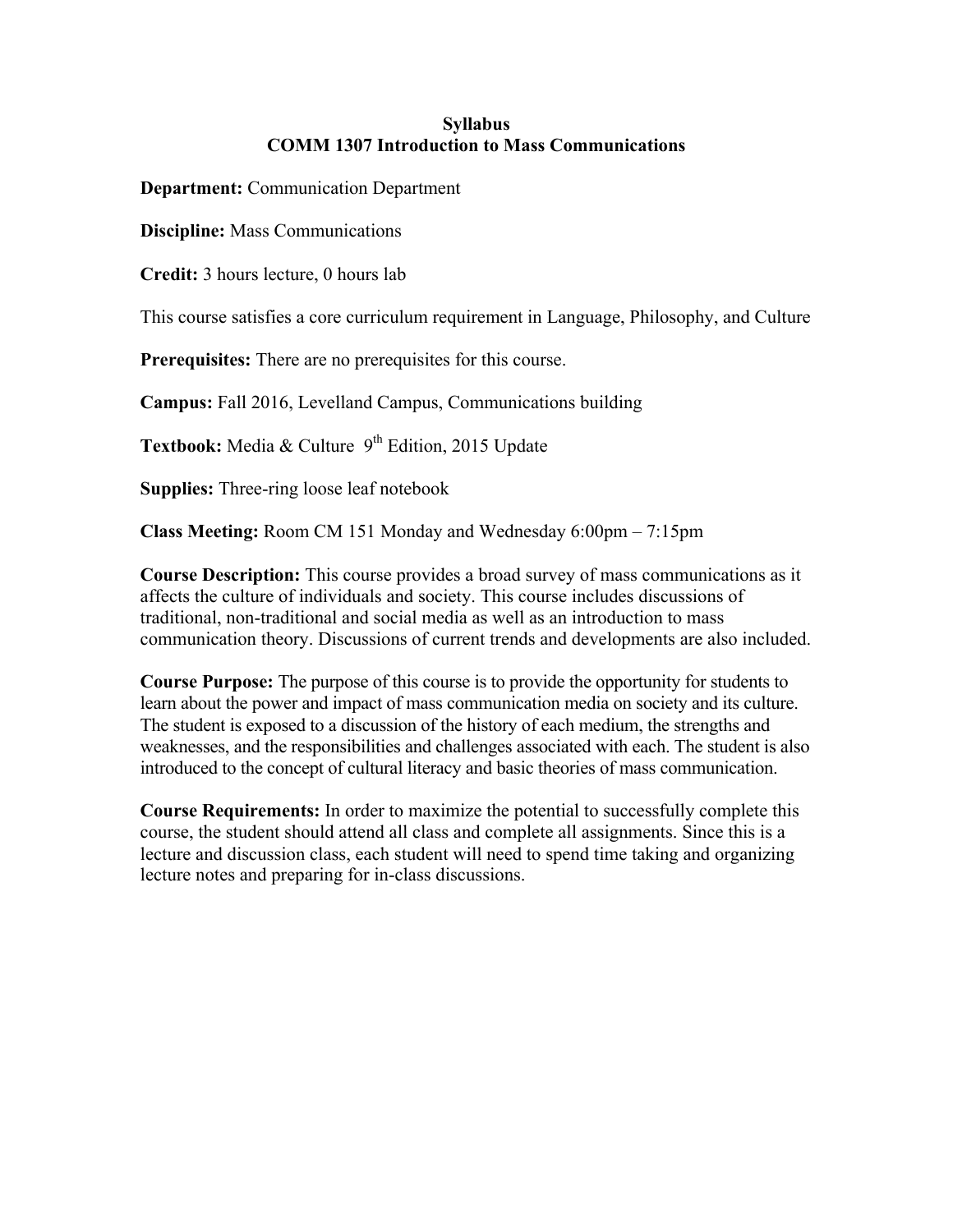# Syllabus
## COMM 1307 Introduction to Mass Communications

**Department:** Communication Department

**Discipline:** Mass Communications

**Credit:** 3 hours lecture, 0 hours lab

This course satisfies a core curriculum requirement in Language, Philosophy, and Culture

**Prerequisites:** There are no prerequisites for this course.

**Campus:** Fall 2016, Levelland Campus, Communications building

**Textbook:** Media & Culture 9th Edition, 2015 Update

**Supplies:** Three-ring loose leaf notebook

**Class Meeting:** Room CM 151 Monday and Wednesday 6:00pm – 7:15pm

**Course Description:** This course provides a broad survey of mass communications as it affects the culture of individuals and society. This course includes discussions of traditional, non-traditional and social media as well as an introduction to mass communication theory. Discussions of current trends and developments are also included.

**Course Purpose:** The purpose of this course is to provide the opportunity for students to learn about the power and impact of mass communication media on society and its culture. The student is exposed to a discussion of the history of each medium, the strengths and weaknesses, and the responsibilities and challenges associated with each. The student is also introduced to the concept of cultural literacy and basic theories of mass communication.

**Course Requirements:** In order to maximize the potential to successfully complete this course, the student should attend all class and complete all assignments. Since this is a lecture and discussion class, each student will need to spend time taking and organizing lecture notes and preparing for in-class discussions.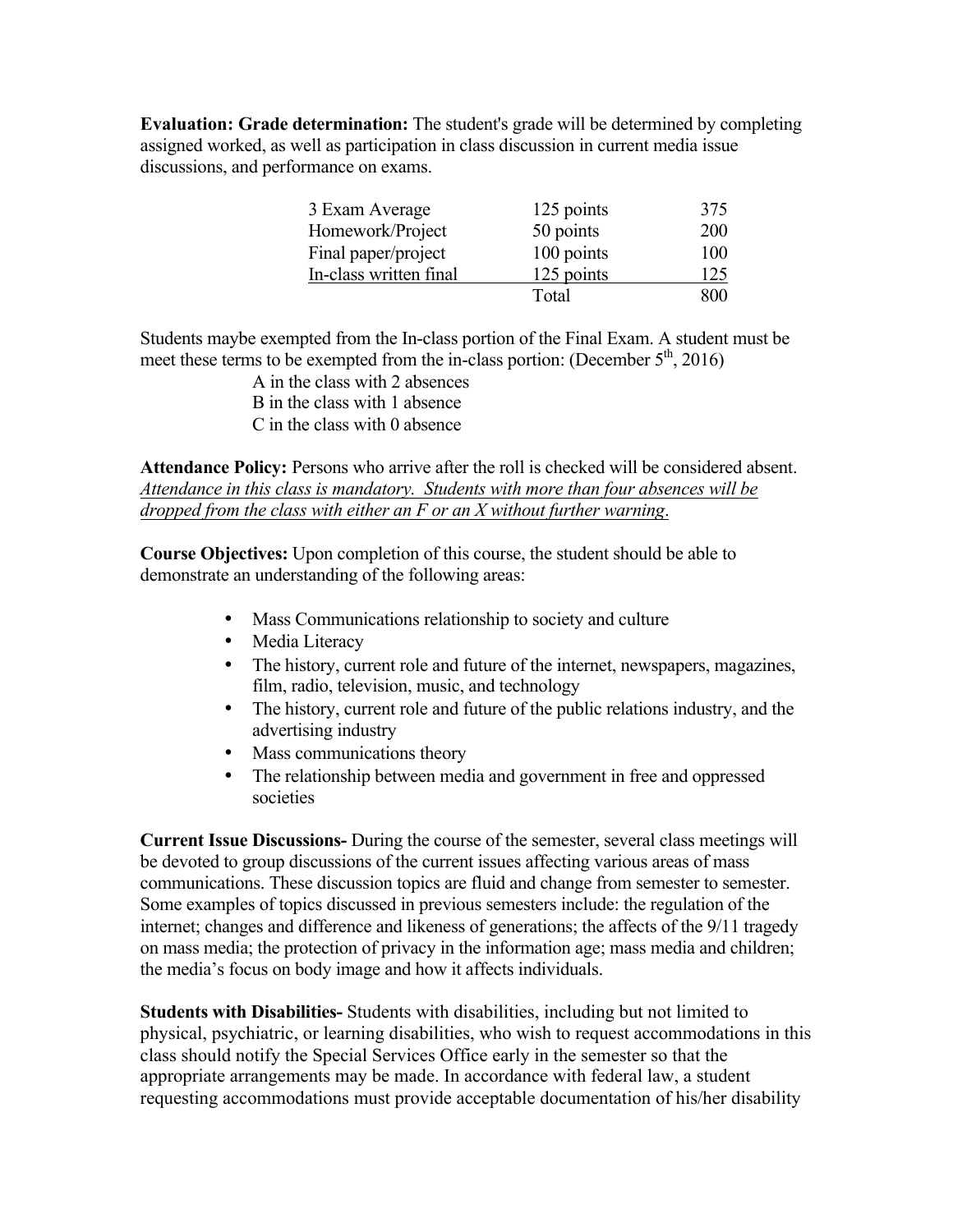**Evaluation: Grade determination:** The student's grade will be determined by completing assigned worked, as well as participation in class discussion in current media issue discussions, and performance on exams.

| | | |
|---|---|---|
| 3 Exam Average | 125 points | 375 |
| Homework/Project | 50 points | 200 |
| Final paper/project | 100 points | 100 |
| In-class written final | 125 points | 125 |
| | Total | 800 |

Students maybe exempted from the In-class portion of the Final Exam. A student must be meet these terms to be exempted from the in-class portion: (December 5th, 2016)

A in the class with 2 absences
B in the class with 1 absence
C in the class with 0 absence

**Attendance Policy:** Persons who arrive after the roll is checked will be considered absent. *Attendance in this class is mandatory. Students with more than four absences will be dropped from the class with either an F or an X without further warning*.

**Course Objectives:** Upon completion of this course, the student should be able to demonstrate an understanding of the following areas:

- Mass Communications relationship to society and culture
- Media Literacy
- The history, current role and future of the internet, newspapers, magazines, film, radio, television, music, and technology
- The history, current role and future of the public relations industry, and the advertising industry
- Mass communications theory
- The relationship between media and government in free and oppressed societies

**Current Issue Discussions-** During the course of the semester, several class meetings will be devoted to group discussions of the current issues affecting various areas of mass communications. These discussion topics are fluid and change from semester to semester. Some examples of topics discussed in previous semesters include: the regulation of the internet; changes and difference and likeness of generations; the affects of the 9/11 tragedy on mass media; the protection of privacy in the information age; mass media and children; the media's focus on body image and how it affects individuals.

**Students with Disabilities-** Students with disabilities, including but not limited to physical, psychiatric, or learning disabilities, who wish to request accommodations in this class should notify the Special Services Office early in the semester so that the appropriate arrangements may be made. In accordance with federal law, a student requesting accommodations must provide acceptable documentation of his/her disability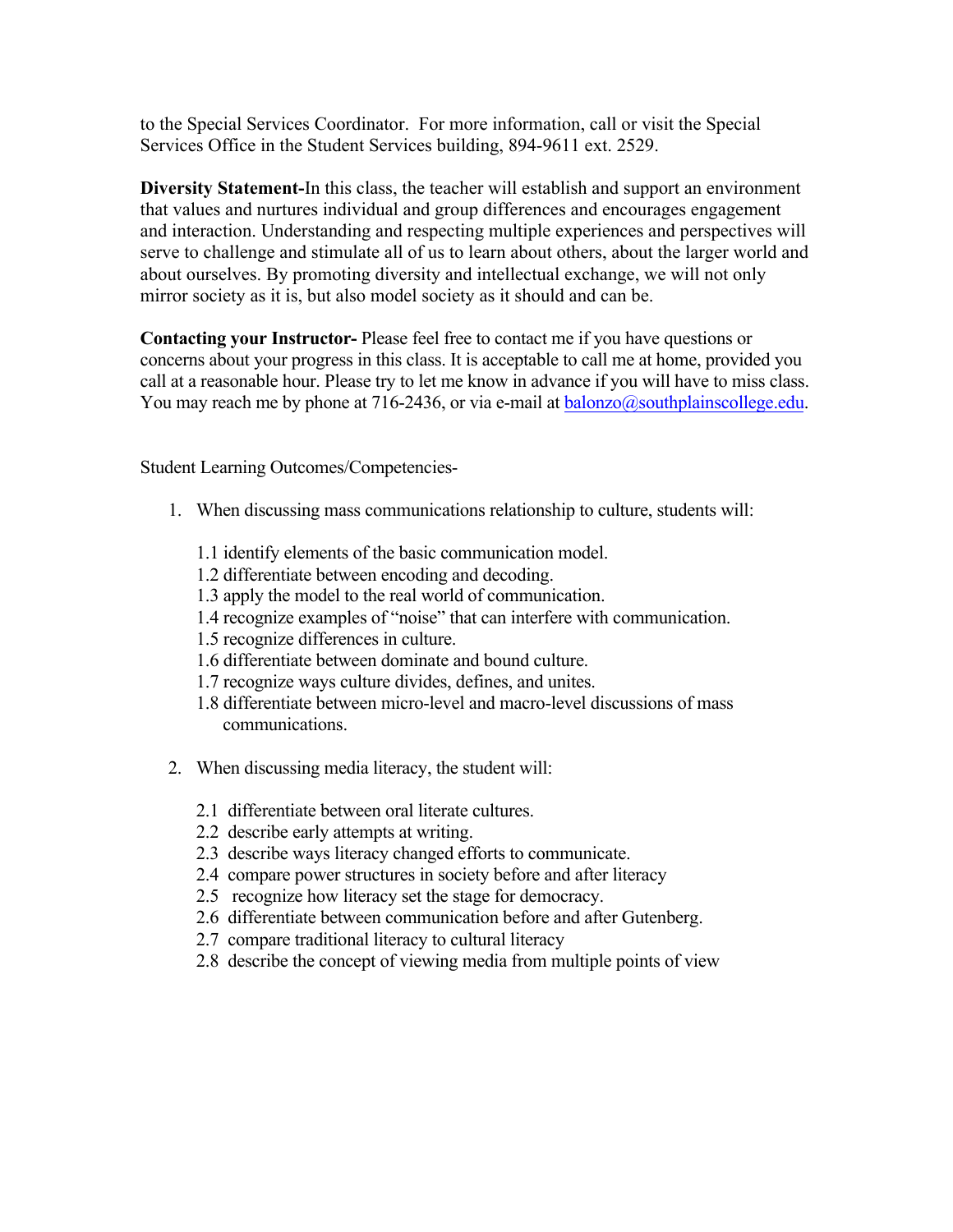to the Special Services Coordinator. For more information, call or visit the Special Services Office in the Student Services building, 894-9611 ext. 2529.

**Diversity Statement-**In this class, the teacher will establish and support an environment that values and nurtures individual and group differences and encourages engagement and interaction. Understanding and respecting multiple experiences and perspectives will serve to challenge and stimulate all of us to learn about others, about the larger world and about ourselves. By promoting diversity and intellectual exchange, we will not only mirror society as it is, but also model society as it should and can be.

**Contacting your Instructor-** Please feel free to contact me if you have questions or concerns about your progress in this class. It is acceptable to call me at home, provided you call at a reasonable hour. Please try to let me know in advance if you will have to miss class. You may reach me by phone at 716-2436, or via e-mail at balonzo@southplainscollege.edu.

Student Learning Outcomes/Competencies-

1. When discussing mass communications relationship to culture, students will:

    1.1 identify elements of the basic communication model.
    1.2 differentiate between encoding and decoding.
    1.3 apply the model to the real world of communication.
    1.4 recognize examples of "noise" that can interfere with communication.
    1.5 recognize differences in culture.
    1.6 differentiate between dominate and bound culture.
    1.7 recognize ways culture divides, defines, and unites.
    1.8 differentiate between micro-level and macro-level discussions of mass communications.

2. When discussing media literacy, the student will:

    2.1 differentiate between oral literate cultures.
    2.2 describe early attempts at writing.
    2.3 describe ways literacy changed efforts to communicate.
    2.4 compare power structures in society before and after literacy
    2.5 recognize how literacy set the stage for democracy.
    2.6 differentiate between communication before and after Gutenberg.
    2.7 compare traditional literacy to cultural literacy
    2.8 describe the concept of viewing media from multiple points of view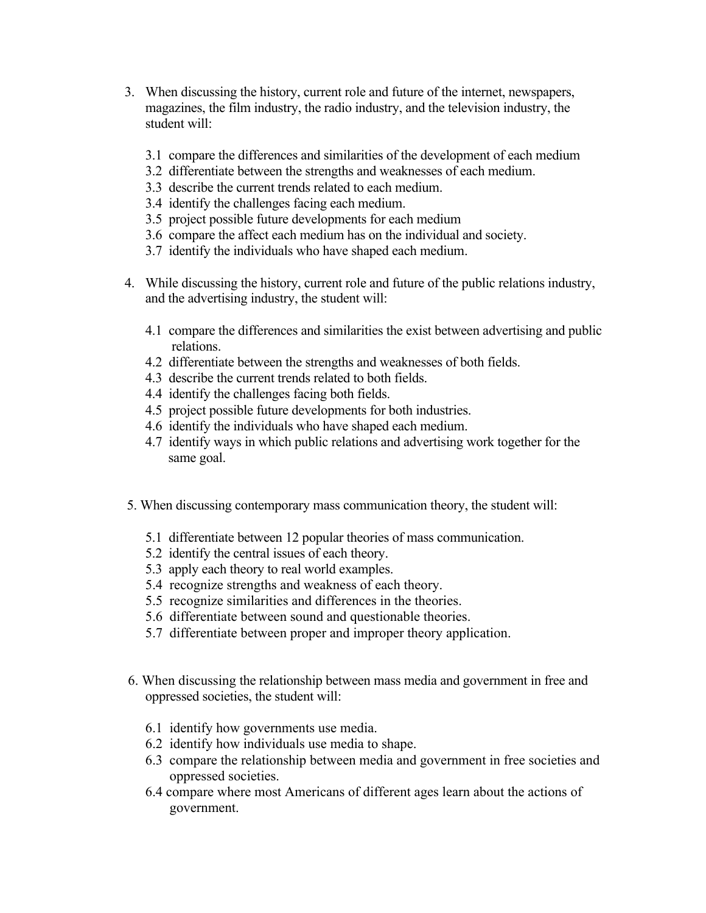3. When discussing the history, current role and future of the internet, newspapers, magazines, the film industry, the radio industry, and the television industry, the student will:

   3.1 compare the differences and similarities of the development of each medium
   3.2 differentiate between the strengths and weaknesses of each medium.
   3.3 describe the current trends related to each medium.
   3.4 identify the challenges facing each medium.
   3.5 project possible future developments for each medium
   3.6 compare the affect each medium has on the individual and society.
   3.7 identify the individuals who have shaped each medium.

4. While discussing the history, current role and future of the public relations industry, and the advertising industry, the student will:

   4.1 compare the differences and similarities the exist between advertising and public relations.
   4.2 differentiate between the strengths and weaknesses of both fields.
   4.3 describe the current trends related to both fields.
   4.4 identify the challenges facing both fields.
   4.5 project possible future developments for both industries.
   4.6 identify the individuals who have shaped each medium.
   4.7 identify ways in which public relations and advertising work together for the same goal.

5. When discussing contemporary mass communication theory, the student will:

   5.1 differentiate between 12 popular theories of mass communication.
   5.2 identify the central issues of each theory.
   5.3 apply each theory to real world examples.
   5.4 recognize strengths and weakness of each theory.
   5.5 recognize similarities and differences in the theories.
   5.6 differentiate between sound and questionable theories.
   5.7 differentiate between proper and improper theory application.

6. When discussing the relationship between mass media and government in free and oppressed societies, the student will:

   6.1 identify how governments use media.
   6.2 identify how individuals use media to shape.
   6.3 compare the relationship between media and government in free societies and oppressed societies.
   6.4 compare where most Americans of different ages learn about the actions of government.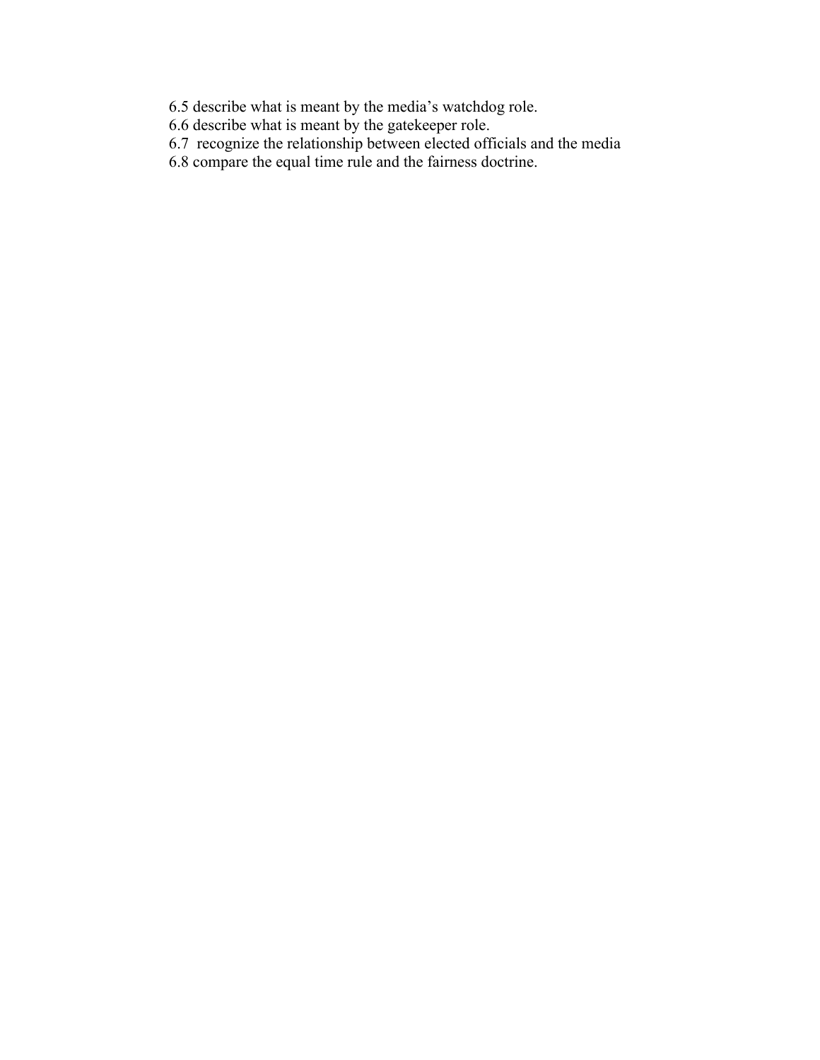6.5 describe what is meant by the media's watchdog role.
6.6 describe what is meant by the gatekeeper role.
6.7 recognize the relationship between elected officials and the media
6.8 compare the equal time rule and the fairness doctrine.